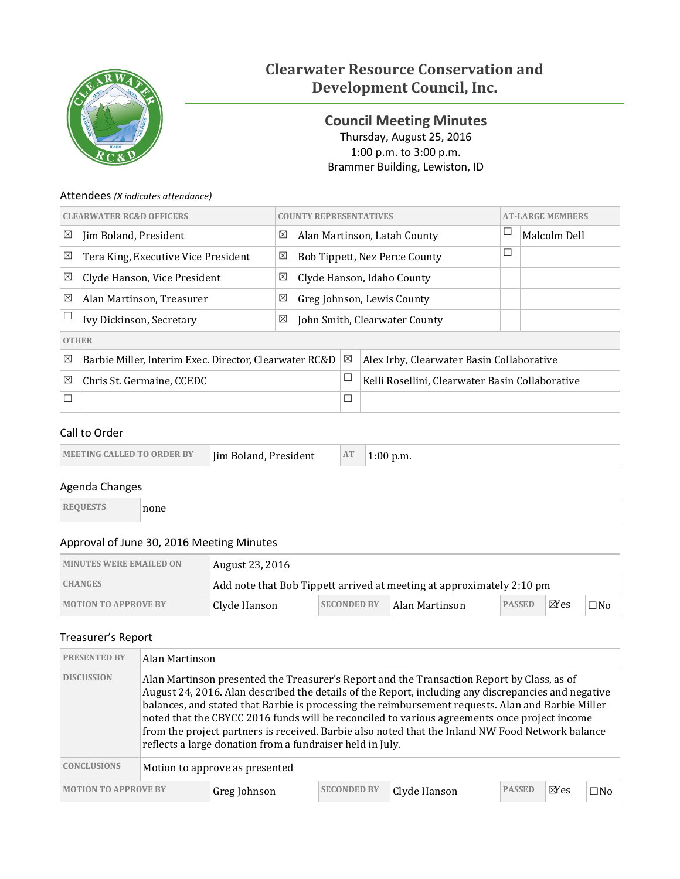# Clearwater Resource Conservation and Development Council, Inc.

## Council Meeting Minutes

Thursday, August 25, 2016
1:00 p.m. to 3:00 p.m.
Brammer Building, Lewiston, ID

### Attendees *(X indicates attendance)*

| | CLEARWATER RC&D OFFICERS | | COUNTY REPRESENTATIVES | | AT-LARGE MEMBERS |
|---|---|---|---|---|---|
| ☒ | Jim Boland, President | ☒ | Alan Martinson, Latah County | ☐ | Malcolm Dell |
| ☒ | Tera King, Executive Vice President | ☒ | Bob Tippett, Nez Perce County | ☐ | |
| ☒ | Clyde Hanson, Vice President | ☒ | Clyde Hanson, Idaho County | | |
| ☒ | Alan Martinson, Treasurer | ☒ | Greg Johnson, Lewis County | | |
| ☐ | Ivy Dickinson, Secretary | ☒ | John Smith, Clearwater County | | |

| | OTHER | | |
|---|---|---|---|
| ☒ | Barbie Miller, Interim Exec. Director, Clearwater RC&D | ☒ | Alex Irby, Clearwater Basin Collaborative |
| ☒ | Chris St. Germaine, CCEDC | ☐ | Kelli Rosellini, Clearwater Basin Collaborative |
| ☐ | | ☐ | |

### Call to Order

| MEETING CALLED TO ORDER BY | Jim Boland, President | AT | 1:00 p.m. |
|---|---|---|---|

### Agenda Changes

| REQUESTS | none |
|---|---|

### Approval of June 30, 2016 Meeting Minutes

| MINUTES WERE EMAILED ON | August 23, 2016 | | | | | |
|---|---|---|---|---|---|---|
| CHANGES | Add note that Bob Tippett arrived at meeting at approximately 2:10 pm | | | | | |
| MOTION TO APPROVE BY | Clyde Hanson | SECONDED BY | Alan Martinson | PASSED | ☒Yes | ☐No |

### Treasurer's Report

| PRESENTED BY | Alan Martinson | | | | | |
|---|---|---|---|---|---|---|
| DISCUSSION | Alan Martinson presented the Treasurer's Report and the Transaction Report by Class, as of August 24, 2016. Alan described the details of the Report, including any discrepancies and negative balances, and stated that Barbie is processing the reimbursement requests. Alan and Barbie Miller noted that the CBYCC 2016 funds will be reconciled to various agreements once project income from the project partners is received. Barbie also noted that the Inland NW Food Network balance reflects a large donation from a fundraiser held in July. | | | | | |
| CONCLUSIONS | Motion to approve as presented | | | | | |
| MOTION TO APPROVE BY | Greg Johnson | SECONDED BY | Clyde Hanson | PASSED | ☒Yes | ☐No |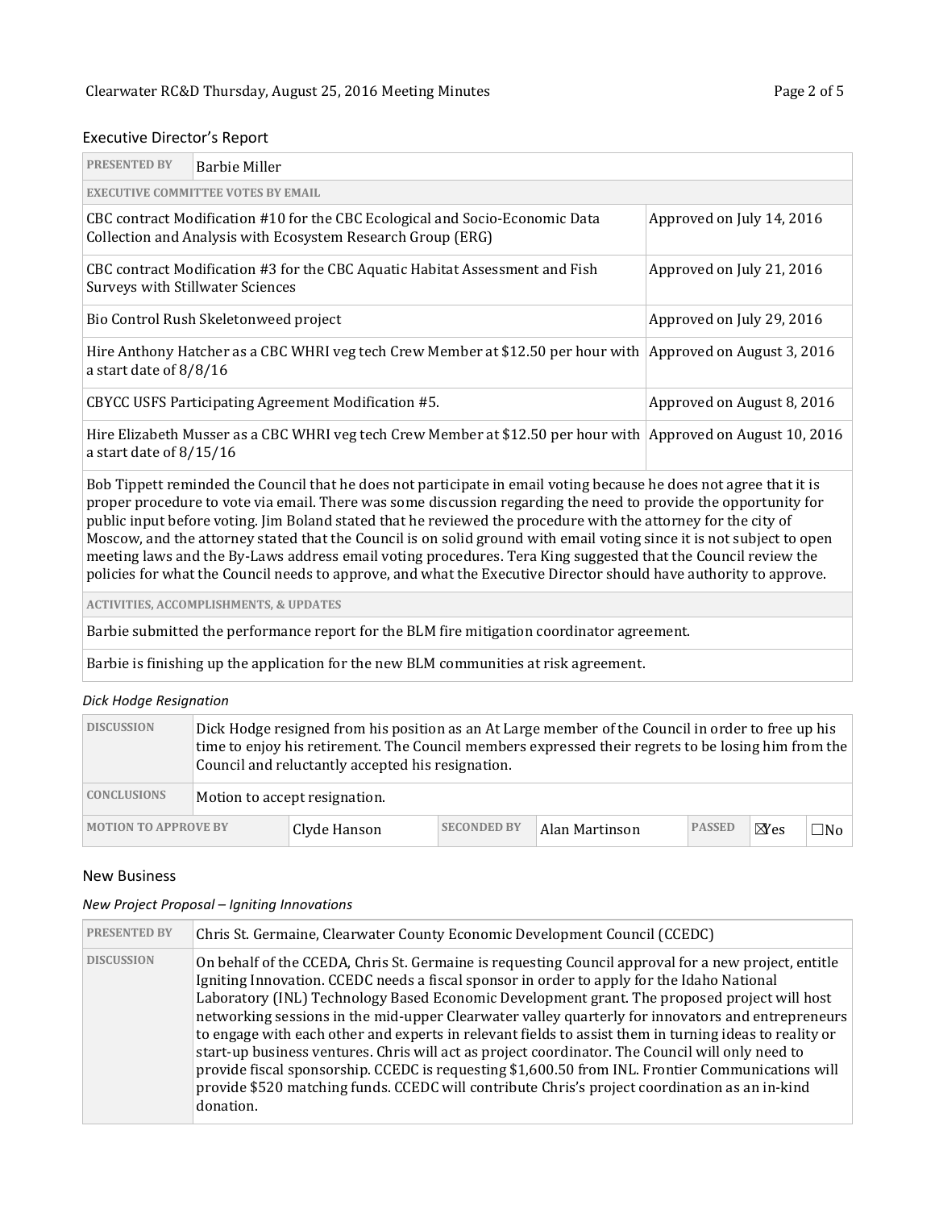## Executive Director's Report

| PRESENTED BY | Barbie Miller |
|---|---|
| **EXECUTIVE COMMITTEE VOTES BY EMAIL** | |
| CBC contract Modification #10 for the CBC Ecological and Socio-Economic Data Collection and Analysis with Ecosystem Research Group (ERG) | Approved on July 14, 2016 |
| CBC contract Modification #3 for the CBC Aquatic Habitat Assessment and Fish Surveys with Stillwater Sciences | Approved on July 21, 2016 |
| Bio Control Rush Skeletonweed project | Approved on July 29, 2016 |
| Hire Anthony Hatcher as a CBC WHRI veg tech Crew Member at $12.50 per hour with a start date of 8/8/16 | Approved on August 3, 2016 |
| CBYCC USFS Participating Agreement Modification #5. | Approved on August 8, 2016 |
| Hire Elizabeth Musser as a CBC WHRI veg tech Crew Member at $12.50 per hour with a start date of 8/15/16 | Approved on August 10, 2016 |

Bob Tippett reminded the Council that he does not participate in email voting because he does not agree that it is proper procedure to vote via email. There was some discussion regarding the need to provide the opportunity for public input before voting. Jim Boland stated that he reviewed the procedure with the attorney for the city of Moscow, and the attorney stated that the Council is on solid ground with email voting since it is not subject to open meeting laws and the By-Laws address email voting procedures. Tera King suggested that the Council review the policies for what the Council needs to approve, and what the Executive Director should have authority to approve.

**ACTIVITIES, ACCOMPLISHMENTS, & UPDATES**

- Barbie submitted the performance report for the BLM fire mitigation coordinator agreement.
- Barbie is finishing up the application for the new BLM communities at risk agreement.

### *Dick Hodge Resignation*

| DISCUSSION | Dick Hodge resigned from his position as an At Large member of the Council in order to free up his time to enjoy his retirement. The Council members expressed their regrets to be losing him from the Council and reluctantly accepted his resignation. |
|---|---|
| **CONCLUSIONS** | Motion to accept resignation. |

| MOTION TO APPROVE BY | Clyde Hanson | SECONDED BY | Alan Martinson | PASSED | ☒Yes | ☐No |
|---|---|---|---|---|---|---|

## New Business

### *New Project Proposal – Igniting Innovations*

| PRESENTED BY | Chris St. Germaine, Clearwater County Economic Development Council (CCEDC) |
|---|---|
| **DISCUSSION** | On behalf of the CCEDA, Chris St. Germaine is requesting Council approval for a new project, entitle Igniting Innovation. CCEDC needs a fiscal sponsor in order to apply for the Idaho National Laboratory (INL) Technology Based Economic Development grant. The proposed project will host networking sessions in the mid-upper Clearwater valley quarterly for innovators and entrepreneurs to engage with each other and experts in relevant fields to assist them in turning ideas to reality or start-up business ventures. Chris will act as project coordinator. The Council will only need to provide fiscal sponsorship. CCEDC is requesting $1,600.50 from INL. Frontier Communications will provide $520 matching funds. CCEDC will contribute Chris's project coordination as an in-kind donation. |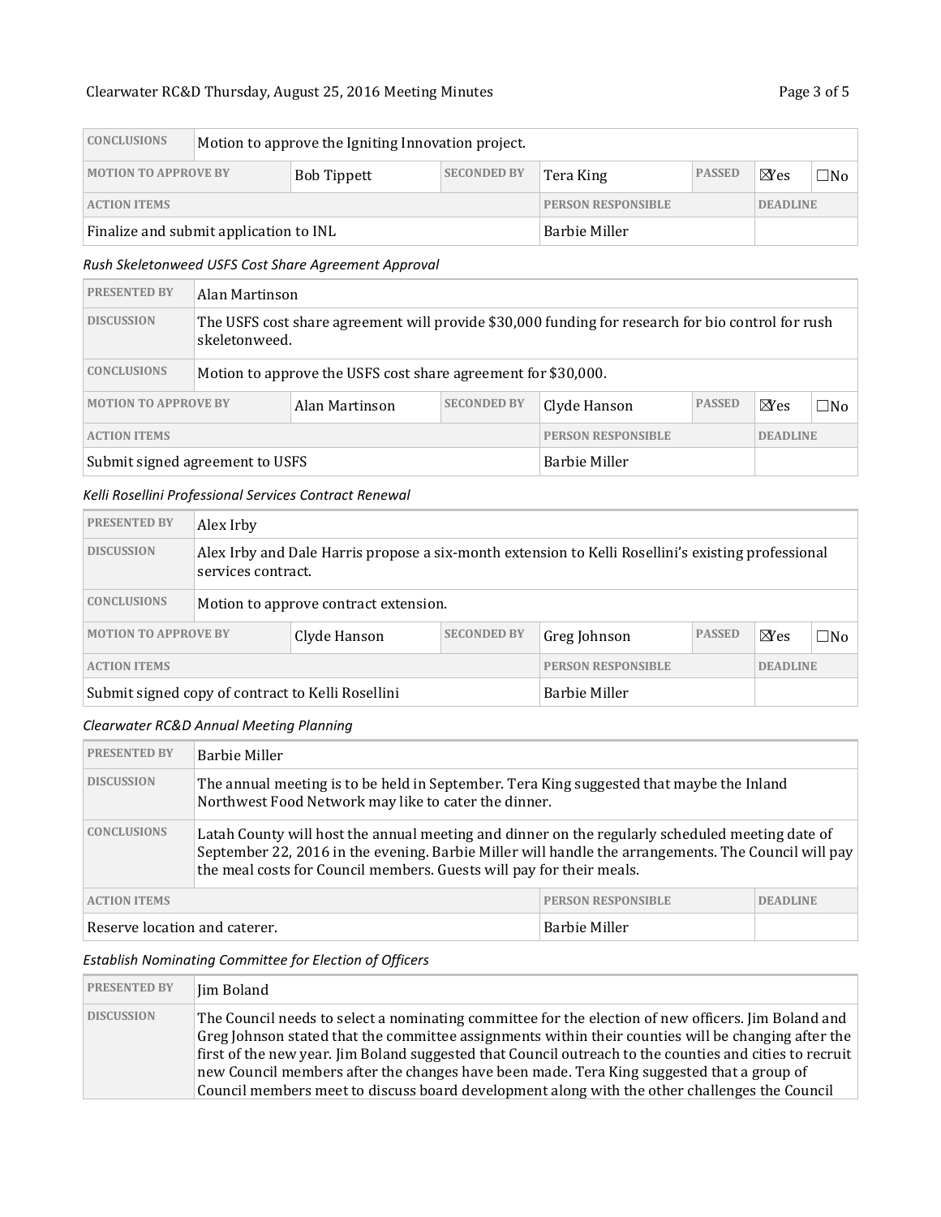| CONCLUSIONS | Motion to approve the Igniting Innovation project. | | | | | |
|---|---|---|---|---|---|---|
| MOTION TO APPROVE BY | Bob Tippett | SECONDED BY | Tera King | PASSED | ☒Yes | ☐No |
| ACTION ITEMS | | | PERSON RESPONSIBLE | | DEADLINE | |
| Finalize and submit application to INL | | | Barbie Miller | | | |

*Rush Skeletonweed USFS Cost Share Agreement Approval*

| PRESENTED BY | Alan Martinson | | | | | |
|---|---|---|---|---|---|---|
| DISCUSSION | The USFS cost share agreement will provide $30,000 funding for research for bio control for rush skeletonweed. | | | | | |
| CONCLUSIONS | Motion to approve the USFS cost share agreement for $30,000. | | | | | |
| MOTION TO APPROVE BY | Alan Martinson | SECONDED BY | Clyde Hanson | PASSED | ☒Yes | ☐No |
| ACTION ITEMS | | | PERSON RESPONSIBLE | | DEADLINE | |
| Submit signed agreement to USFS | | | Barbie Miller | | | |

*Kelli Rosellini Professional Services Contract Renewal*

| PRESENTED BY | Alex Irby | | | | | |
|---|---|---|---|---|---|---|
| DISCUSSION | Alex Irby and Dale Harris propose a six-month extension to Kelli Rosellini's existing professional services contract. | | | | | |
| CONCLUSIONS | Motion to approve contract extension. | | | | | |
| MOTION TO APPROVE BY | Clyde Hanson | SECONDED BY | Greg Johnson | PASSED | ☒Yes | ☐No |
| ACTION ITEMS | | | PERSON RESPONSIBLE | | DEADLINE | |
| Submit signed copy of contract to Kelli Rosellini | | | Barbie Miller | | | |

*Clearwater RC&D Annual Meeting Planning*

| PRESENTED BY | Barbie Miller | |
|---|---|---|
| DISCUSSION | The annual meeting is to be held in September. Tera King suggested that maybe the Inland Northwest Food Network may like to cater the dinner. | |
| CONCLUSIONS | Latah County will host the annual meeting and dinner on the regularly scheduled meeting date of September 22, 2016 in the evening. Barbie Miller will handle the arrangements. The Council will pay the meal costs for Council members. Guests will pay for their meals. | |
| ACTION ITEMS | PERSON RESPONSIBLE | DEADLINE |
| Reserve location and caterer. | Barbie Miller | |

*Establish Nominating Committee for Election of Officers*

| PRESENTED BY | Jim Boland |
|---|---|
| DISCUSSION | The Council needs to select a nominating committee for the election of new officers. Jim Boland and Greg Johnson stated that the committee assignments within their counties will be changing after the first of the new year. Jim Boland suggested that Council outreach to the counties and cities to recruit new Council members after the changes have been made. Tera King suggested that a group of Council members meet to discuss board development along with the other challenges the Council |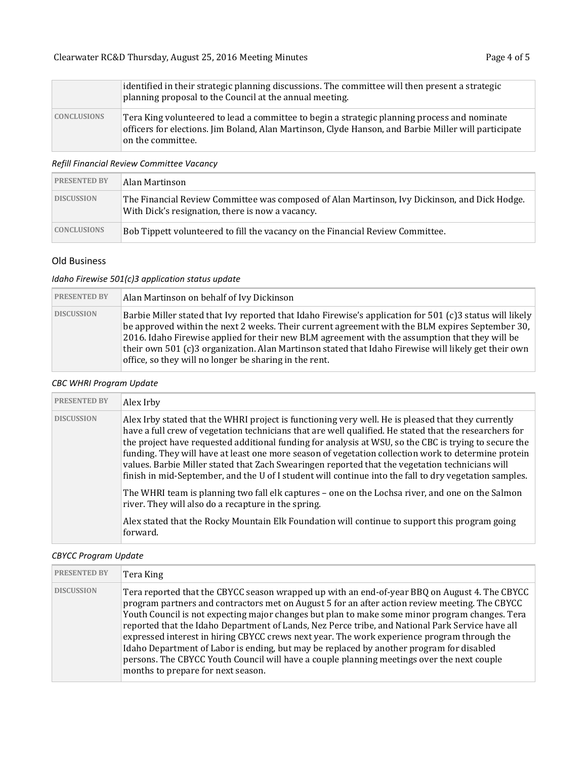| | |
|---|---|
| | identified in their strategic planning discussions. The committee will then present a strategic planning proposal to the Council at the annual meeting. |
| **CONCLUSIONS** | Tera King volunteered to lead a committee to begin a strategic planning process and nominate officers for elections. Jim Boland, Alan Martinson, Clyde Hanson, and Barbie Miller will participate on the committee. |

*Refill Financial Review Committee Vacancy*

| | |
|---|---|
| **PRESENTED BY** | Alan Martinson |
| **DISCUSSION** | The Financial Review Committee was composed of Alan Martinson, Ivy Dickinson, and Dick Hodge. With Dick's resignation, there is now a vacancy. |
| **CONCLUSIONS** | Bob Tippett volunteered to fill the vacancy on the Financial Review Committee. |

## Old Business

*Idaho Firewise 501(c)3 application status update*

| | |
|---|---|
| **PRESENTED BY** | Alan Martinson on behalf of Ivy Dickinson |
| **DISCUSSION** | Barbie Miller stated that Ivy reported that Idaho Firewise's application for 501 (c)3 status will likely be approved within the next 2 weeks. Their current agreement with the BLM expires September 30, 2016. Idaho Firewise applied for their new BLM agreement with the assumption that they will be their own 501 (c)3 organization. Alan Martinson stated that Idaho Firewise will likely get their own office, so they will no longer be sharing in the rent. |

*CBC WHRI Program Update*

| | |
|---|---|
| **PRESENTED BY** | Alex Irby |
| **DISCUSSION** | Alex Irby stated that the WHRI project is functioning very well. He is pleased that they currently have a full crew of vegetation technicians that are well qualified. He stated that the researchers for the project have requested additional funding for analysis at WSU, so the CBC is trying to secure the funding. They will have at least one more season of vegetation collection work to determine protein values. Barbie Miller stated that Zach Swearingen reported that the vegetation technicians will finish in mid-September, and the U of I student will continue into the fall to dry vegetation samples.<br><br>The WHRI team is planning two fall elk captures – one on the Lochsa river, and one on the Salmon river. They will also do a recapture in the spring.<br><br>Alex stated that the Rocky Mountain Elk Foundation will continue to support this program going forward. |

*CBYCC Program Update*

| | |
|---|---|
| **PRESENTED BY** | Tera King |
| **DISCUSSION** | Tera reported that the CBYCC season wrapped up with an end-of-year BBQ on August 4. The CBYCC program partners and contractors met on August 5 for an after action review meeting. The CBYCC Youth Council is not expecting major changes but plan to make some minor program changes. Tera reported that the Idaho Department of Lands, Nez Perce tribe, and National Park Service have all expressed interest in hiring CBYCC crews next year. The work experience program through the Idaho Department of Labor is ending, but may be replaced by another program for disabled persons. The CBYCC Youth Council will have a couple planning meetings over the next couple months to prepare for next season. |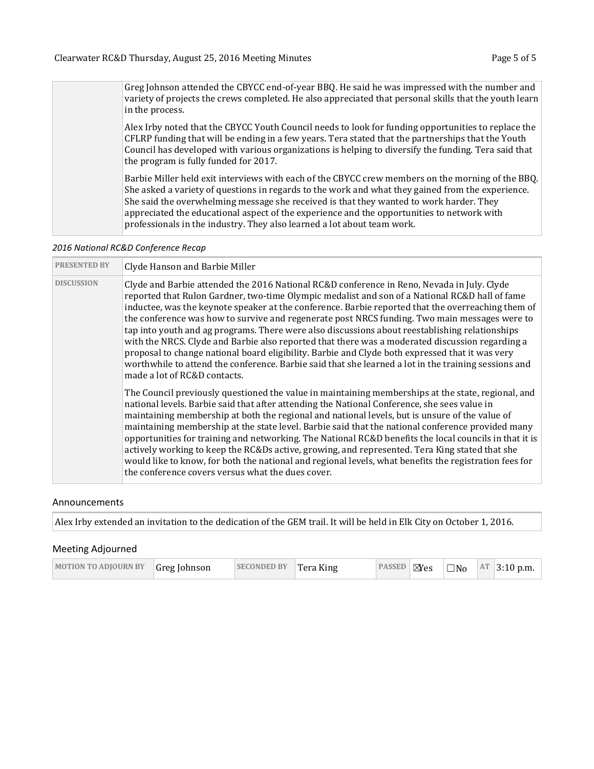| | |
|---|---|
| | Greg Johnson attended the CBYCC end-of-year BBQ. He said he was impressed with the number and variety of projects the crews completed. He also appreciated that personal skills that the youth learn in the process.<br><br>Alex Irby noted that the CBYCC Youth Council needs to look for funding opportunities to replace the CFLRP funding that will be ending in a few years. Tera stated that the partnerships that the Youth Council has developed with various organizations is helping to diversify the funding. Tera said that the program is fully funded for 2017.<br><br>Barbie Miller held exit interviews with each of the CBYCC crew members on the morning of the BBQ. She asked a variety of questions in regards to the work and what they gained from the experience. She said the overwhelming message she received is that they wanted to work harder. They appreciated the educational aspect of the experience and the opportunities to network with professionals in the industry. They also learned a lot about team work. |

*2016 National RC&D Conference Recap*

| | |
|---|---|
| **PRESENTED BY** | Clyde Hanson and Barbie Miller |
| **DISCUSSION** | Clyde and Barbie attended the 2016 National RC&D conference in Reno, Nevada in July. Clyde reported that Rulon Gardner, two-time Olympic medalist and son of a National RC&D hall of fame inductee, was the keynote speaker at the conference. Barbie reported that the overreaching them of the conference was how to survive and regenerate post NRCS funding. Two main messages were to tap into youth and ag programs. There were also discussions about reestablishing relationships with the NRCS. Clyde and Barbie also reported that there was a moderated discussion regarding a proposal to change national board eligibility. Barbie and Clyde both expressed that it was very worthwhile to attend the conference. Barbie said that she learned a lot in the training sessions and made a lot of RC&D contacts.<br><br>The Council previously questioned the value in maintaining memberships at the state, regional, and national levels. Barbie said that after attending the National Conference, she sees value in maintaining membership at both the regional and national levels, but is unsure of the value of maintaining membership at the state level. Barbie said that the national conference provided many opportunities for training and networking. The National RC&D benefits the local councils in that it is actively working to keep the RC&Ds active, growing, and represented. Tera King stated that she would like to know, for both the national and regional levels, what benefits the registration fees for the conference covers versus what the dues cover. |

## Announcements

Alex Irby extended an invitation to the dedication of the GEM trail. It will be held in Elk City on October 1, 2016.

## Meeting Adjourned

| | | | | | | | | |
|---|---|---|---|---|---|---|---|---|
| **MOTION TO ADJOURN BY** | Greg Johnson | **SECONDED BY** | Tera King | **PASSED** | ☒Yes | ☐No | **AT** | 3:10 p.m. |